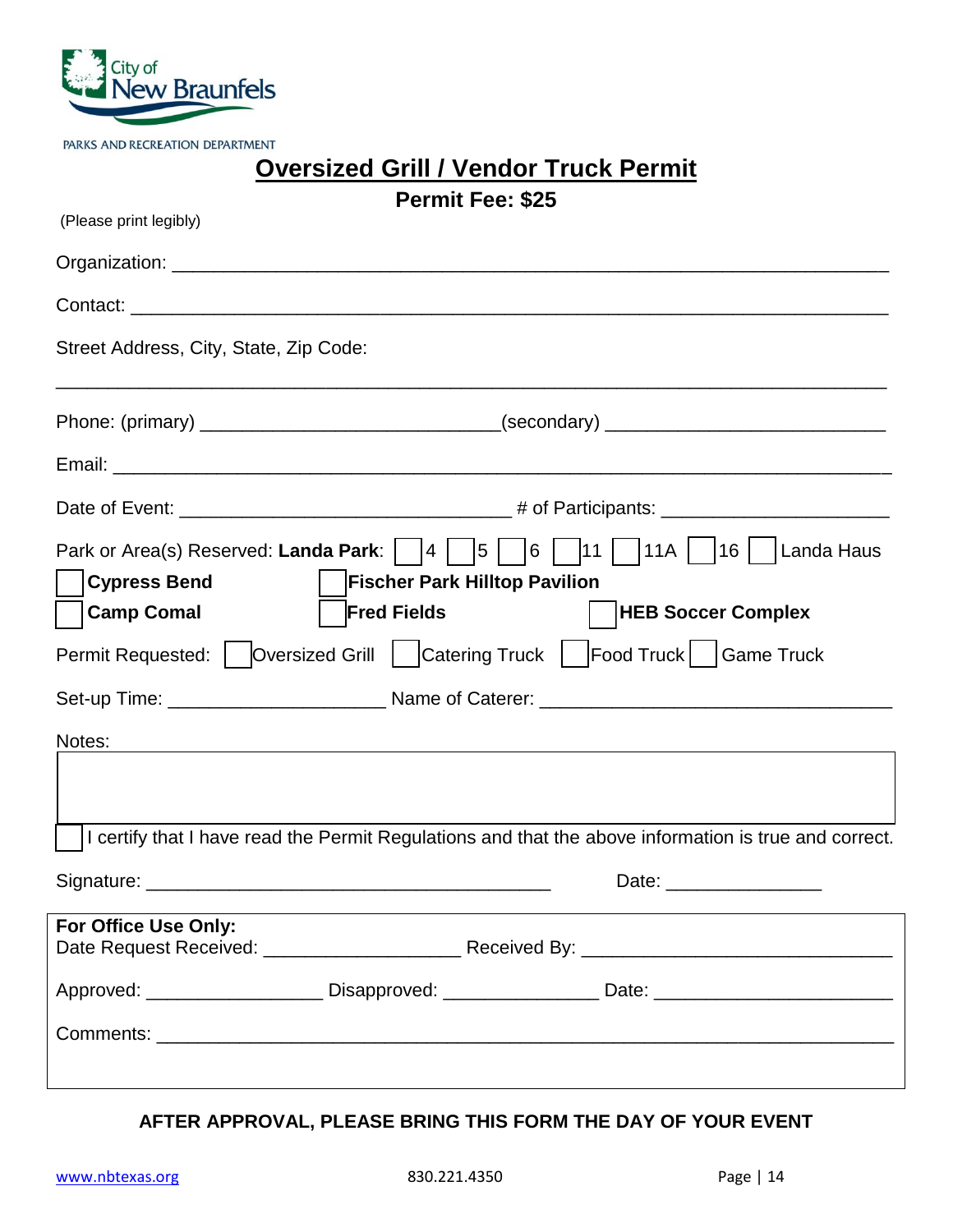City of New Braunfels

PARKS AND RECREATION DEPARTMENT

# Oversized Grill / Vendor Truck Permit

**Permit Fee: $25**

(Please print legibly)

Organization: ___________________________________________________________________

Contact: _______________________________________________________________________

Street Address, City, State, Zip Code:

_______________________________________________________________________________

Phone: (primary) ____________________________(secondary) ___________________________

Email: _________________________________________________________________________

Date of Event: _______________________________ # of Participants: _____________________

Park or Area(s) Reserved: **Landa Park**: ☐ 4 ☐ 5 ☐ 6 ☐ 11 ☐ 11A ☐ 16 ☐ Landa Haus

☐ **Cypress Bend** ☐ **Fischer Park Hilltop Pavilion**

☐ **Camp Comal** ☐ **Fred Fields** ☐ **HEB Soccer Complex**

Permit Requested: ☐ Oversized Grill ☐ Catering Truck ☐ Food Truck ☐ Game Truck

Set-up Time: ___________________ Name of Caterer: ________________________________

Notes:

☐ I certify that I have read the Permit Regulations and that the above information is true and correct.

Signature: _____________________________________ Date: ______________

**For Office Use Only:**

Date Request Received: __________________ Received By: _____________________________

Approved: ________________ Disapproved: ______________ Date: ______________________

Comments: ______________________________________________________________________

**AFTER APPROVAL, PLEASE BRING THIS FORM THE DAY OF YOUR EVENT**

www.nbtexas.org 830.221.4350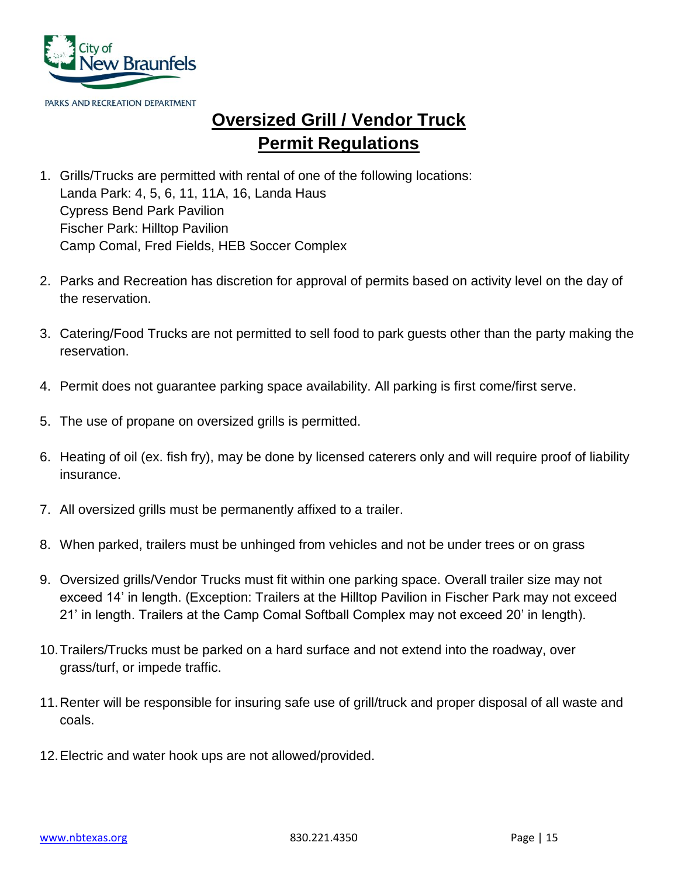PARKS AND RECREATION DEPARTMENT

# Oversized Grill / Vendor Truck Permit Regulations

1. Grills/Trucks are permitted with rental of one of the following locations:
   Landa Park: 4, 5, 6, 11, 11A, 16, Landa Haus
   Cypress Bend Park Pavilion
   Fischer Park: Hilltop Pavilion
   Camp Comal, Fred Fields, HEB Soccer Complex
2. Parks and Recreation has discretion for approval of permits based on activity level on the day of the reservation.
3. Catering/Food Trucks are not permitted to sell food to park guests other than the party making the reservation.
4. Permit does not guarantee parking space availability. All parking is first come/first serve.
5. The use of propane on oversized grills is permitted.
6. Heating of oil (ex. fish fry), may be done by licensed caterers only and will require proof of liability insurance.
7. All oversized grills must be permanently affixed to a trailer.
8. When parked, trailers must be unhinged from vehicles and not be under trees or on grass
9. Oversized grills/Vendor Trucks must fit within one parking space. Overall trailer size may not exceed 14' in length. (Exception: Trailers at the Hilltop Pavilion in Fischer Park may not exceed 21' in length. Trailers at the Camp Comal Softball Complex may not exceed 20' in length).
10. Trailers/Trucks must be parked on a hard surface and not extend into the roadway, over grass/turf, or impede traffic.
11. Renter will be responsible for insuring safe use of grill/truck and proper disposal of all waste and coals.
12. Electric and water hook ups are not allowed/provided.

www.nbtexas.org 830.221.4350